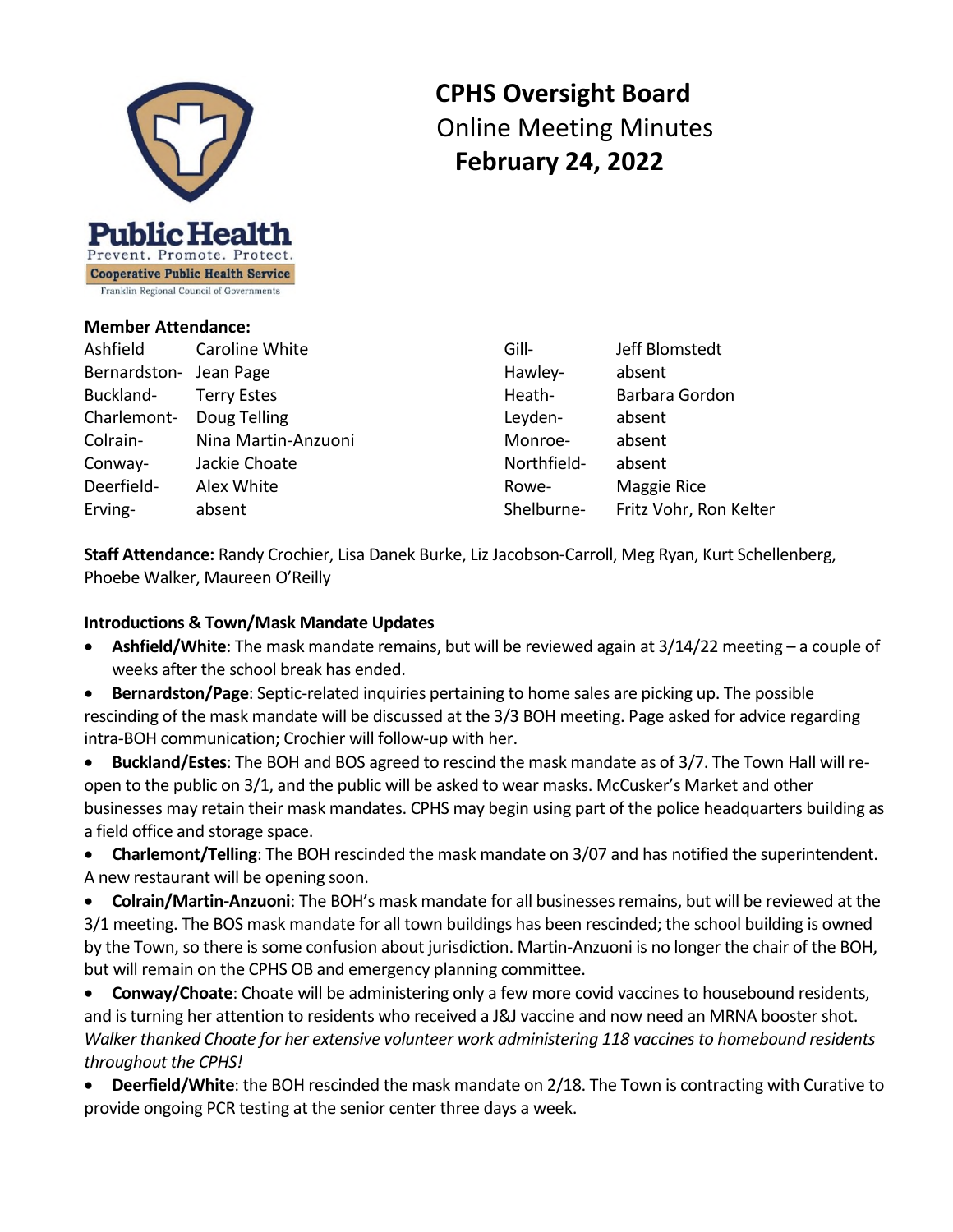# CPHS Oversight Board

## Online Meeting Minutes

## February 24, 2022

**Member Attendance:**

| | | | |
|---|---|---|---|
| Ashfield | Caroline White | Gill- | Jeff Blomstedt |
| Bernardston- | Jean Page | Hawley- | absent |
| Buckland- | Terry Estes | Heath- | Barbara Gordon |
| Charlemont- | Doug Telling | Leyden- | absent |
| Colrain- | Nina Martin-Anzuoni | Monroe- | absent |
| Conway- | Jackie Choate | Northfield- | absent |
| Deerfield- | Alex White | Rowe- | Maggie Rice |
| Erving- | absent | Shelburne- | Fritz Vohr, Ron Kelter |

**Staff Attendance:** Randy Crochier, Lisa Danek Burke, Liz Jacobson-Carroll, Meg Ryan, Kurt Schellenberg, Phoebe Walker, Maureen O'Reilly

**Introductions & Town/Mask Mandate Updates**

- **Ashfield/White**: The mask mandate remains, but will be reviewed again at 3/14/22 meeting – a couple of weeks after the school break has ended.
- **Bernardston/Page**: Septic-related inquiries pertaining to home sales are picking up. The possible rescinding of the mask mandate will be discussed at the 3/3 BOH meeting. Page asked for advice regarding intra-BOH communication; Crochier will follow-up with her.
- **Buckland/Estes**: The BOH and BOS agreed to rescind the mask mandate as of 3/7. The Town Hall will re-open to the public on 3/1, and the public will be asked to wear masks. McCusker's Market and other businesses may retain their mask mandates. CPHS may begin using part of the police headquarters building as a field office and storage space.
- **Charlemont/Telling**: The BOH rescinded the mask mandate on 3/07 and has notified the superintendent. A new restaurant will be opening soon.
- **Colrain/Martin-Anzuoni**: The BOH's mask mandate for all businesses remains, but will be reviewed at the 3/1 meeting. The BOS mask mandate for all town buildings has been rescinded; the school building is owned by the Town, so there is some confusion about jurisdiction. Martin-Anzuoni is no longer the chair of the BOH, but will remain on the CPHS OB and emergency planning committee.
- **Conway/Choate**: Choate will be administering only a few more covid vaccines to housebound residents, and is turning her attention to residents who received a J&J vaccine and now need an MRNA booster shot. *Walker thanked Choate for her extensive volunteer work administering 118 vaccines to homebound residents throughout the CPHS!*
- **Deerfield/White**: the BOH rescinded the mask mandate on 2/18. The Town is contracting with Curative to provide ongoing PCR testing at the senior center three days a week.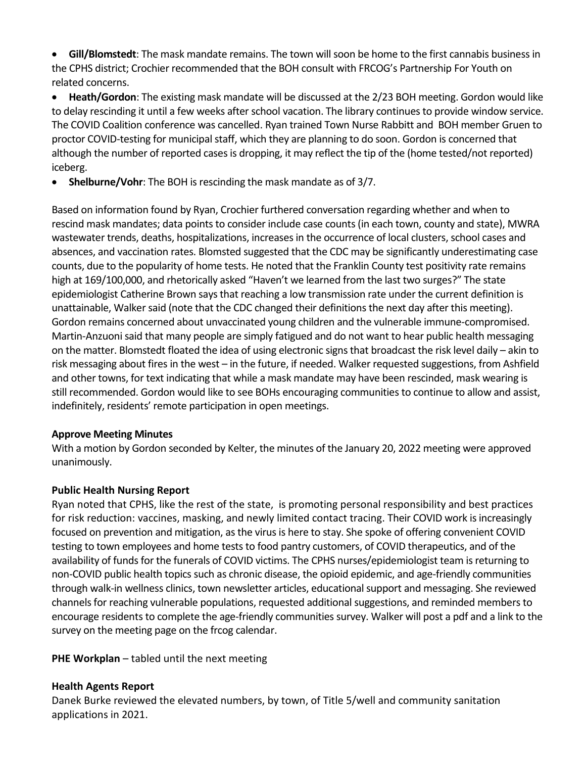- **Gill/Blomstedt**: The mask mandate remains. The town will soon be home to the first cannabis business in the CPHS district; Crochier recommended that the BOH consult with FRCOG's Partnership For Youth on related concerns.
- **Heath/Gordon**: The existing mask mandate will be discussed at the 2/23 BOH meeting. Gordon would like to delay rescinding it until a few weeks after school vacation. The library continues to provide window service. The COVID Coalition conference was cancelled. Ryan trained Town Nurse Rabbitt and BOH member Gruen to proctor COVID-testing for municipal staff, which they are planning to do soon. Gordon is concerned that although the number of reported cases is dropping, it may reflect the tip of the (home tested/not reported) iceberg.
- **Shelburne/Vohr**: The BOH is rescinding the mask mandate as of 3/7.

Based on information found by Ryan, Crochier furthered conversation regarding whether and when to rescind mask mandates; data points to consider include case counts (in each town, county and state), MWRA wastewater trends, deaths, hospitalizations, increases in the occurrence of local clusters, school cases and absences, and vaccination rates. Blomsted suggested that the CDC may be significantly underestimating case counts, due to the popularity of home tests. He noted that the Franklin County test positivity rate remains high at 169/100,000, and rhetorically asked "Haven't we learned from the last two surges?" The state epidemiologist Catherine Brown says that reaching a low transmission rate under the current definition is unattainable, Walker said (note that the CDC changed their definitions the next day after this meeting). Gordon remains concerned about unvaccinated young children and the vulnerable immune-compromised. Martin-Anzuoni said that many people are simply fatigued and do not want to hear public health messaging on the matter. Blomstedt floated the idea of using electronic signs that broadcast the risk level daily – akin to risk messaging about fires in the west – in the future, if needed. Walker requested suggestions, from Ashfield and other towns, for text indicating that while a mask mandate may have been rescinded, mask wearing is still recommended. Gordon would like to see BOHs encouraging communities to continue to allow and assist, indefinitely, residents' remote participation in open meetings.

**Approve Meeting Minutes**

With a motion by Gordon seconded by Kelter, the minutes of the January 20, 2022 meeting were approved unanimously.

**Public Health Nursing Report**

Ryan noted that CPHS, like the rest of the state, is promoting personal responsibility and best practices for risk reduction: vaccines, masking, and newly limited contact tracing. Their COVID work is increasingly focused on prevention and mitigation, as the virus is here to stay. She spoke of offering convenient COVID testing to town employees and home tests to food pantry customers, of COVID therapeutics, and of the availability of funds for the funerals of COVID victims. The CPHS nurses/epidemiologist team is returning to non-COVID public health topics such as chronic disease, the opioid epidemic, and age-friendly communities through walk-in wellness clinics, town newsletter articles, educational support and messaging. She reviewed channels for reaching vulnerable populations, requested additional suggestions, and reminded members to encourage residents to complete the age-friendly communities survey. Walker will post a pdf and a link to the survey on the meeting page on the frcog calendar.

**PHE Workplan** – tabled until the next meeting

**Health Agents Report**

Danek Burke reviewed the elevated numbers, by town, of Title 5/well and community sanitation applications in 2021.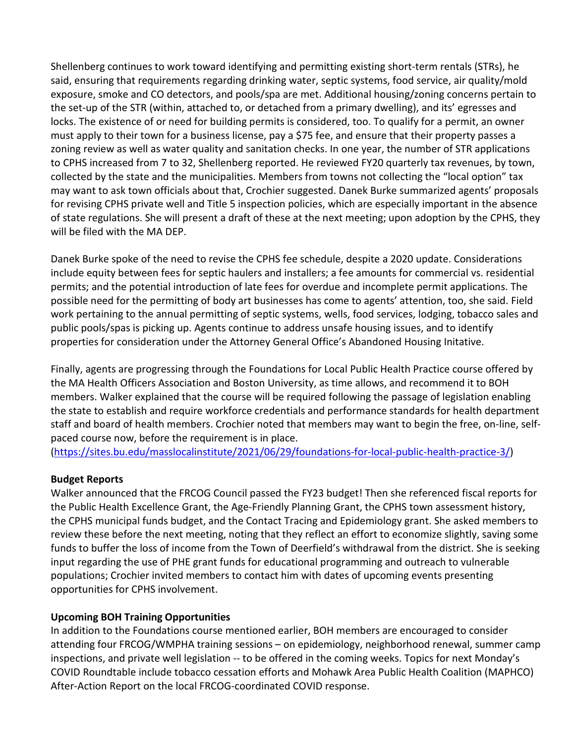Shellenberg continues to work toward identifying and permitting existing short-term rentals (STRs), he said, ensuring that requirements regarding drinking water, septic systems, food service, air quality/mold exposure, smoke and CO detectors, and pools/spa are met. Additional housing/zoning concerns pertain to the set-up of the STR (within, attached to, or detached from a primary dwelling), and its' egresses and locks. The existence of or need for building permits is considered, too. To qualify for a permit, an owner must apply to their town for a business license, pay a $75 fee, and ensure that their property passes a zoning review as well as water quality and sanitation checks. In one year, the number of STR applications to CPHS increased from 7 to 32, Shellenberg reported. He reviewed FY20 quarterly tax revenues, by town, collected by the state and the municipalities. Members from towns not collecting the "local option" tax may want to ask town officials about that, Crochier suggested. Danek Burke summarized agents' proposals for revising CPHS private well and Title 5 inspection policies, which are especially important in the absence of state regulations. She will present a draft of these at the next meeting; upon adoption by the CPHS, they will be filed with the MA DEP.

Danek Burke spoke of the need to revise the CPHS fee schedule, despite a 2020 update. Considerations include equity between fees for septic haulers and installers; a fee amounts for commercial vs. residential permits; and the potential introduction of late fees for overdue and incomplete permit applications. The possible need for the permitting of body art businesses has come to agents' attention, too, she said. Field work pertaining to the annual permitting of septic systems, wells, food services, lodging, tobacco sales and public pools/spas is picking up. Agents continue to address unsafe housing issues, and to identify properties for consideration under the Attorney General Office's Abandoned Housing Initative.

Finally, agents are progressing through the Foundations for Local Public Health Practice course offered by the MA Health Officers Association and Boston University, as time allows, and recommend it to BOH members. Walker explained that the course will be required following the passage of legislation enabling the state to establish and require workforce credentials and performance standards for health department staff and board of health members. Crochier noted that members may want to begin the free, on-line, self-paced course now, before the requirement is in place.
(https://sites.bu.edu/masslocalinstitute/2021/06/29/foundations-for-local-public-health-practice-3/)

**Budget Reports**

Walker announced that the FRCOG Council passed the FY23 budget! Then she referenced fiscal reports for the Public Health Excellence Grant, the Age-Friendly Planning Grant, the CPHS town assessment history, the CPHS municipal funds budget, and the Contact Tracing and Epidemiology grant. She asked members to review these before the next meeting, noting that they reflect an effort to economize slightly, saving some funds to buffer the loss of income from the Town of Deerfield's withdrawal from the district. She is seeking input regarding the use of PHE grant funds for educational programming and outreach to vulnerable populations; Crochier invited members to contact him with dates of upcoming events presenting opportunities for CPHS involvement.

**Upcoming BOH Training Opportunities**

In addition to the Foundations course mentioned earlier, BOH members are encouraged to consider attending four FRCOG/WMPHA training sessions – on epidemiology, neighborhood renewal, summer camp inspections, and private well legislation -- to be offered in the coming weeks. Topics for next Monday's COVID Roundtable include tobacco cessation efforts and Mohawk Area Public Health Coalition (MAPHCO) After-Action Report on the local FRCOG-coordinated COVID response.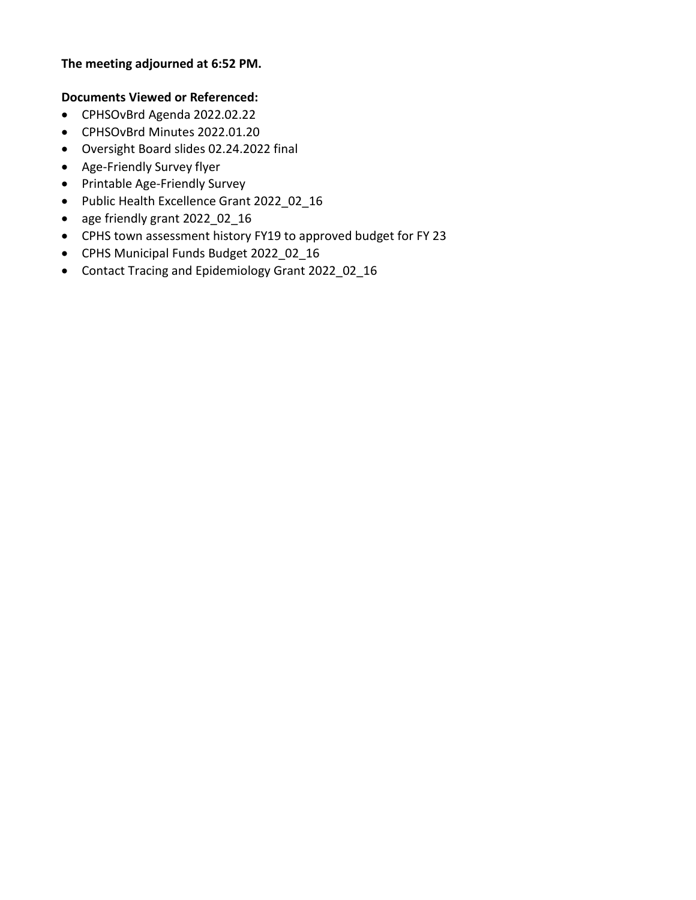**The meeting adjourned at 6:52 PM.**

**Documents Viewed or Referenced:**

- CPHSOvBrd Agenda 2022.02.22
- CPHSOvBrd Minutes 2022.01.20
- Oversight Board slides 02.24.2022 final
- Age-Friendly Survey flyer
- Printable Age-Friendly Survey
- Public Health Excellence Grant 2022_02_16
- age friendly grant 2022_02_16
- CPHS town assessment history FY19 to approved budget for FY 23
- CPHS Municipal Funds Budget 2022_02_16
- Contact Tracing and Epidemiology Grant 2022_02_16